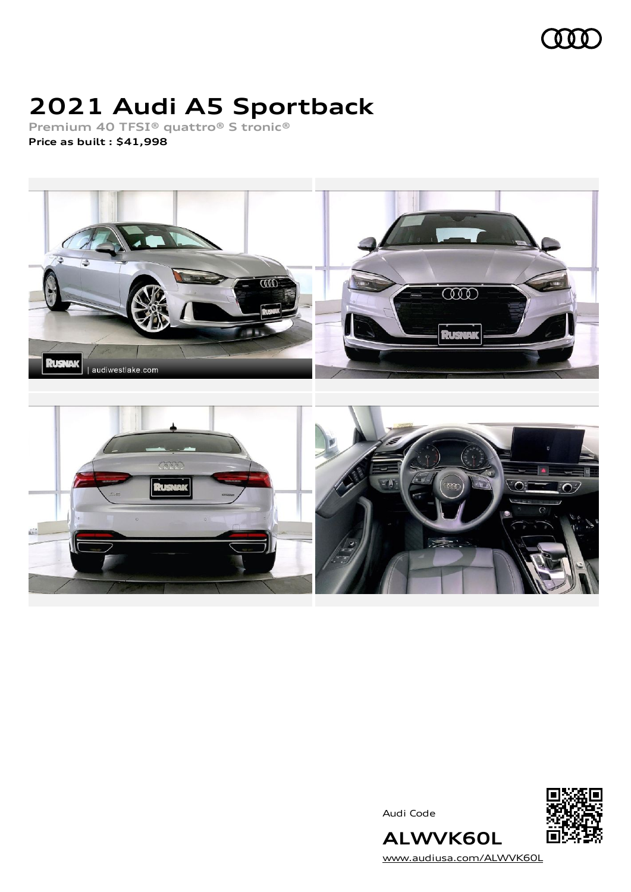# 2021 Audi A5 Sportback

Premium 40 TFSI® quattro® S tronic®

**Price as built : $41,998**

Audi Code

**ALWVK60L**

www.audiusa.com/ALWVK60L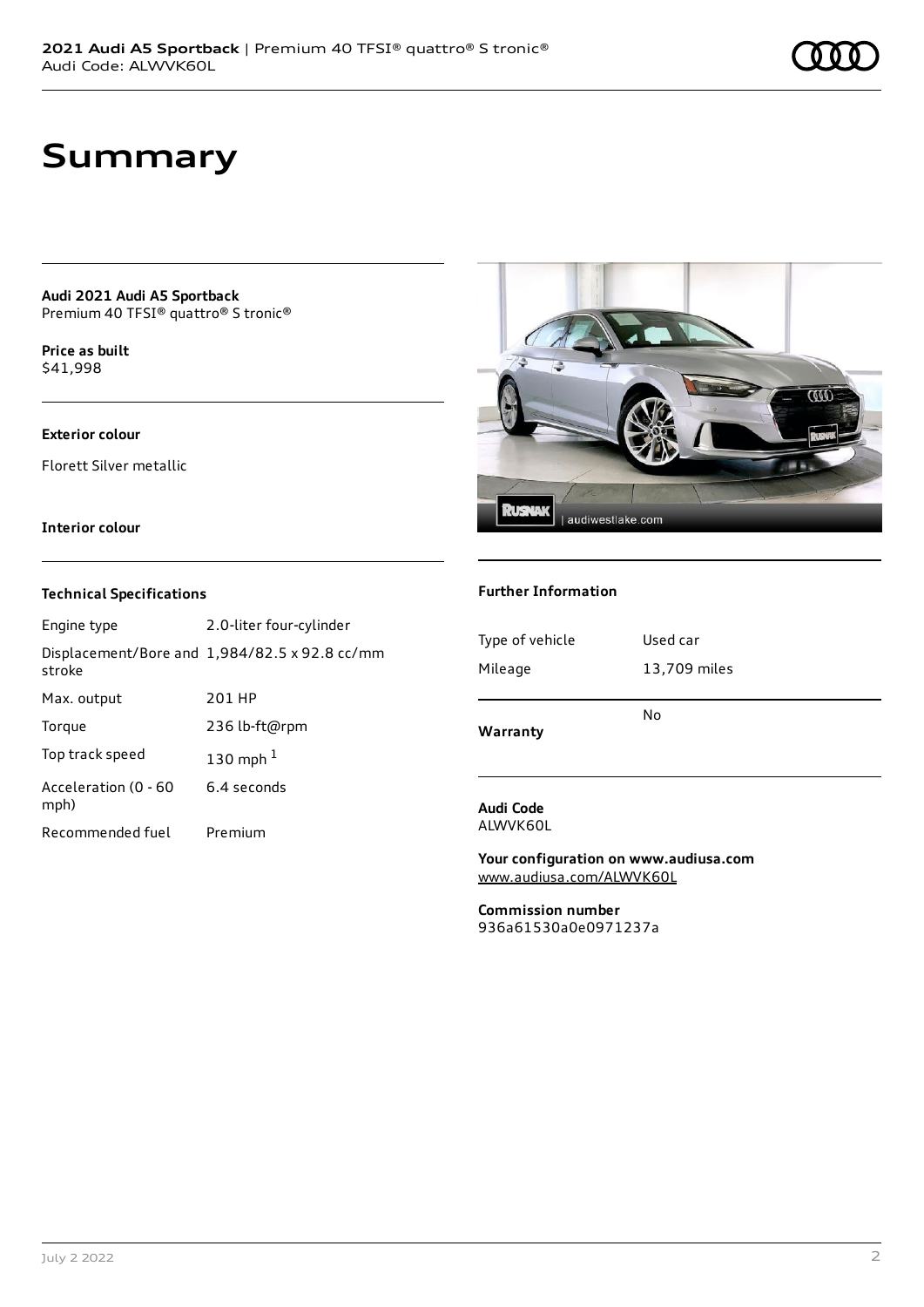# Summary

**Audi 2021 Audi A5 Sportback**
Premium 40 TFSI® quattro® S tronic®

**Price as built**
$41,998

**Exterior colour**

Florett Silver metallic

**Interior colour**

### Technical Specifications

| | |
|---|---|
| Engine type | 2.0-liter four-cylinder |
| Displacement/Bore and stroke | 1,984/82.5 x 92.8 cc/mm |
| Max. output | 201 HP |
| Torque | 236 lb-ft@rpm |
| Top track speed | 130 mph [1] |
| Acceleration (0 - 60 mph) | 6.4 seconds |
| Recommended fuel | Premium |

### Further Information

| | |
|---|---|
| Type of vehicle | Used car |
| Mileage | 13,709 miles |
| **Warranty** | No |

**Audi Code**
ALWVK60L

**Your configuration on www.audiusa.com**
www.audiusa.com/ALWVK60L

**Commission number**
936a61530a0e0971237a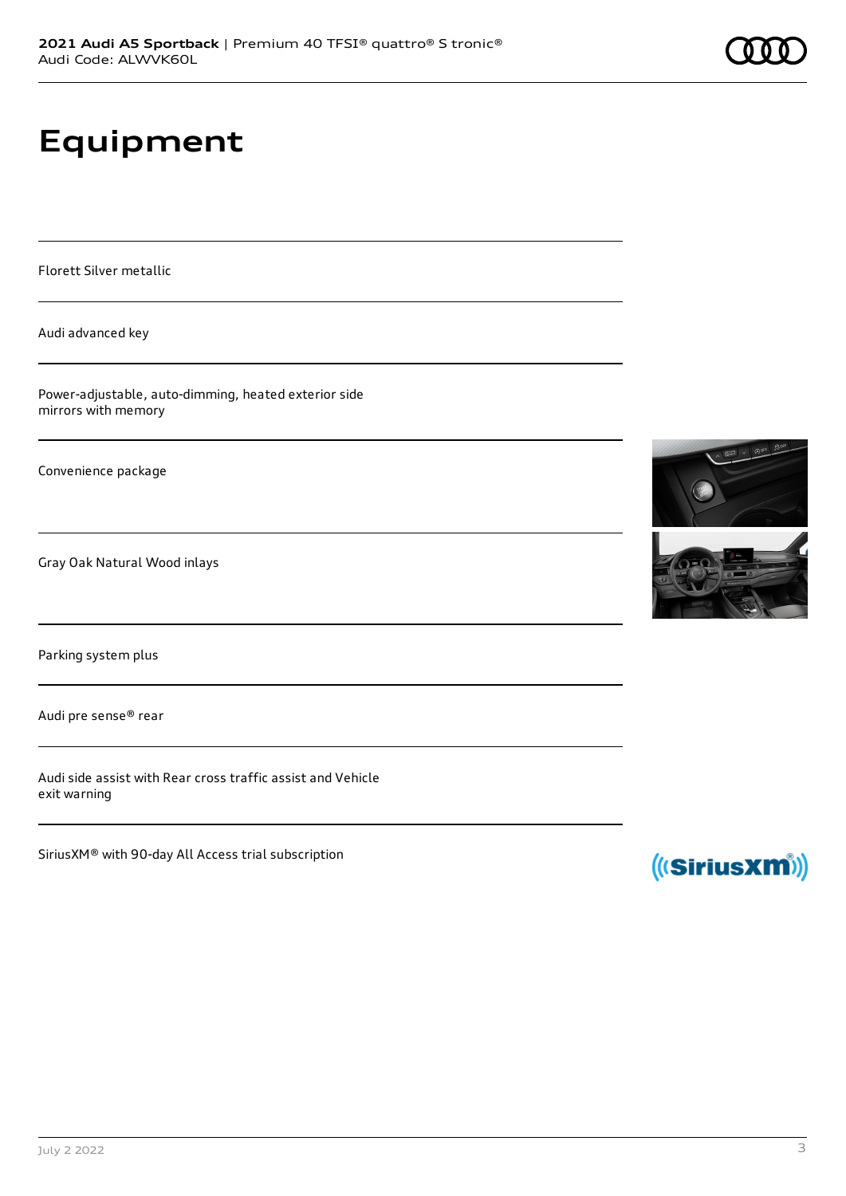# Equipment

Florett Silver metallic

Audi advanced key

Power-adjustable, auto-dimming, heated exterior side mirrors with memory

Convenience package

Gray Oak Natural Wood inlays

Parking system plus

Audi pre sense® rear

Audi side assist with Rear cross traffic assist and Vehicle exit warning

SiriusXM® with 90-day All Access trial subscription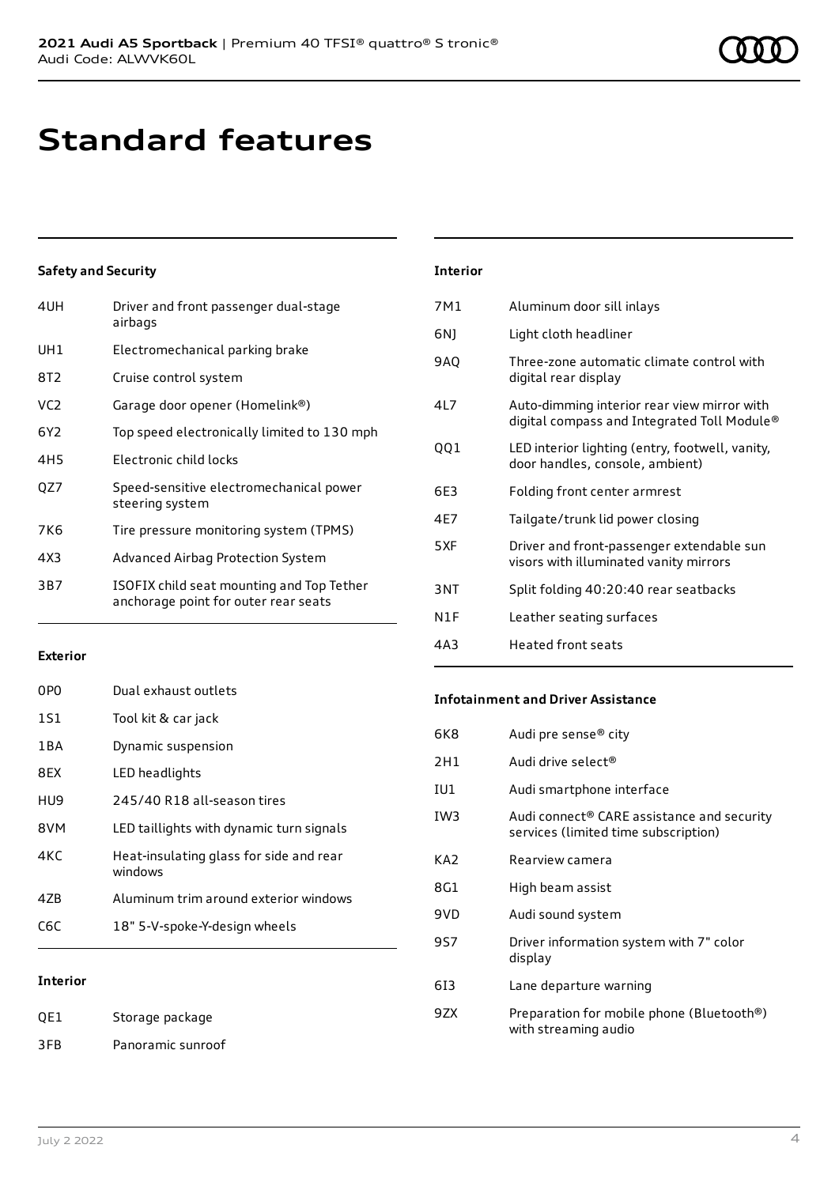# Standard features

### Safety and Security

| | |
|---|---|
| 4UH | Driver and front passenger dual-stage airbags |
| UH1 | Electromechanical parking brake |
| 8T2 | Cruise control system |
| VC2 | Garage door opener (Homelink®) |
| 6Y2 | Top speed electronically limited to 130 mph |
| 4H5 | Electronic child locks |
| QZ7 | Speed-sensitive electromechanical power steering system |
| 7K6 | Tire pressure monitoring system (TPMS) |
| 4X3 | Advanced Airbag Protection System |
| 3B7 | ISOFIX child seat mounting and Top Tether anchorage point for outer rear seats |

### Exterior

| | |
|---|---|
| 0P0 | Dual exhaust outlets |
| 1S1 | Tool kit & car jack |
| 1BA | Dynamic suspension |
| 8EX | LED headlights |
| HU9 | 245/40 R18 all-season tires |
| 8VM | LED taillights with dynamic turn signals |
| 4KC | Heat-insulating glass for side and rear windows |
| 4ZB | Aluminum trim around exterior windows |
| C6C | 18" 5-V-spoke-Y-design wheels |

### Interior

| | |
|---|---|
| QE1 | Storage package |
| 3FB | Panoramic sunroof |

### Interior

| | |
|---|---|
| 7M1 | Aluminum door sill inlays |
| 6NJ | Light cloth headliner |
| 9AQ | Three-zone automatic climate control with digital rear display |
| 4L7 | Auto-dimming interior rear view mirror with digital compass and Integrated Toll Module® |
| QQ1 | LED interior lighting (entry, footwell, vanity, door handles, console, ambient) |
| 6E3 | Folding front center armrest |
| 4E7 | Tailgate/trunk lid power closing |
| 5XF | Driver and front-passenger extendable sun visors with illuminated vanity mirrors |
| 3NT | Split folding 40:20:40 rear seatbacks |
| N1F | Leather seating surfaces |
| 4A3 | Heated front seats |

### Infotainment and Driver Assistance

| | |
|---|---|
| 6K8 | Audi pre sense® city |
| 2H1 | Audi drive select® |
| IU1 | Audi smartphone interface |
| IW3 | Audi connect® CARE assistance and security services (limited time subscription) |
| KA2 | Rearview camera |
| 8G1 | High beam assist |
| 9VD | Audi sound system |
| 9S7 | Driver information system with 7" color display |
| 6I3 | Lane departure warning |
| 9ZX | Preparation for mobile phone (Bluetooth®) with streaming audio |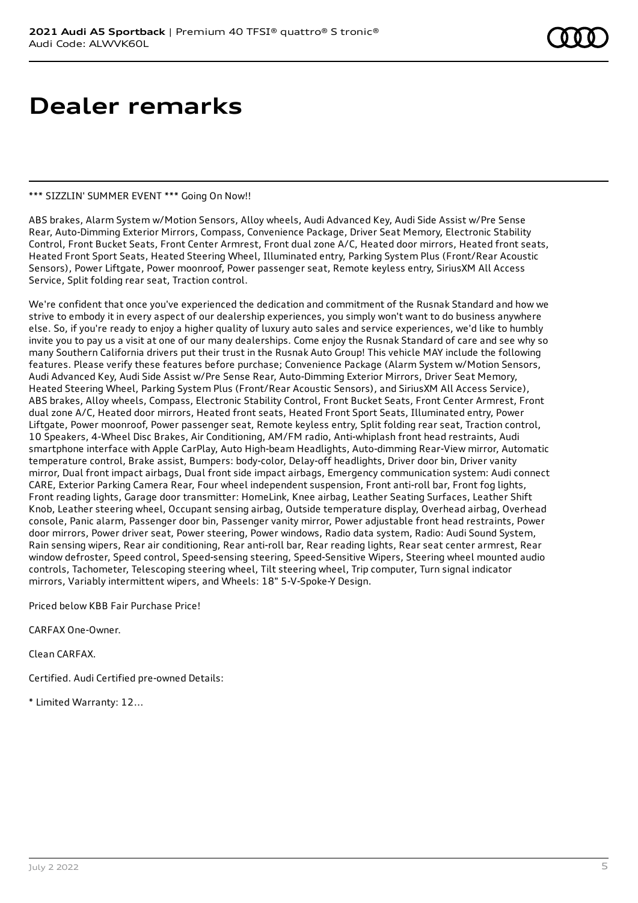# Dealer remarks

*** SIZZLIN' SUMMER EVENT *** Going On Now!!

ABS brakes, Alarm System w/Motion Sensors, Alloy wheels, Audi Advanced Key, Audi Side Assist w/Pre Sense Rear, Auto-Dimming Exterior Mirrors, Compass, Convenience Package, Driver Seat Memory, Electronic Stability Control, Front Bucket Seats, Front Center Armrest, Front dual zone A/C, Heated door mirrors, Heated front seats, Heated Front Sport Seats, Heated Steering Wheel, Illuminated entry, Parking System Plus (Front/Rear Acoustic Sensors), Power Liftgate, Power moonroof, Power passenger seat, Remote keyless entry, SiriusXM All Access Service, Split folding rear seat, Traction control.

We're confident that once you've experienced the dedication and commitment of the Rusnak Standard and how we strive to embody it in every aspect of our dealership experiences, you simply won't want to do business anywhere else. So, if you're ready to enjoy a higher quality of luxury auto sales and service experiences, we'd like to humbly invite you to pay us a visit at one of our many dealerships. Come enjoy the Rusnak Standard of care and see why so many Southern California drivers put their trust in the Rusnak Auto Group! This vehicle MAY include the following features. Please verify these features before purchase; Convenience Package (Alarm System w/Motion Sensors, Audi Advanced Key, Audi Side Assist w/Pre Sense Rear, Auto-Dimming Exterior Mirrors, Driver Seat Memory, Heated Steering Wheel, Parking System Plus (Front/Rear Acoustic Sensors), and SiriusXM All Access Service), ABS brakes, Alloy wheels, Compass, Electronic Stability Control, Front Bucket Seats, Front Center Armrest, Front dual zone A/C, Heated door mirrors, Heated front seats, Heated Front Sport Seats, Illuminated entry, Power Liftgate, Power moonroof, Power passenger seat, Remote keyless entry, Split folding rear seat, Traction control, 10 Speakers, 4-Wheel Disc Brakes, Air Conditioning, AM/FM radio, Anti-whiplash front head restraints, Audi smartphone interface with Apple CarPlay, Auto High-beam Headlights, Auto-dimming Rear-View mirror, Automatic temperature control, Brake assist, Bumpers: body-color, Delay-off headlights, Driver door bin, Driver vanity mirror, Dual front impact airbags, Dual front side impact airbags, Emergency communication system: Audi connect CARE, Exterior Parking Camera Rear, Four wheel independent suspension, Front anti-roll bar, Front fog lights, Front reading lights, Garage door transmitter: HomeLink, Knee airbag, Leather Seating Surfaces, Leather Shift Knob, Leather steering wheel, Occupant sensing airbag, Outside temperature display, Overhead airbag, Overhead console, Panic alarm, Passenger door bin, Passenger vanity mirror, Power adjustable front head restraints, Power door mirrors, Power driver seat, Power steering, Power windows, Radio data system, Radio: Audi Sound System, Rain sensing wipers, Rear air conditioning, Rear anti-roll bar, Rear reading lights, Rear seat center armrest, Rear window defroster, Speed control, Speed-sensing steering, Speed-Sensitive Wipers, Steering wheel mounted audio controls, Tachometer, Telescoping steering wheel, Tilt steering wheel, Trip computer, Turn signal indicator mirrors, Variably intermittent wipers, and Wheels: 18" 5-V-Spoke-Y Design.

Priced below KBB Fair Purchase Price!

CARFAX One-Owner.

Clean CARFAX.

Certified. Audi Certified pre-owned Details:

* Limited Warranty: 12...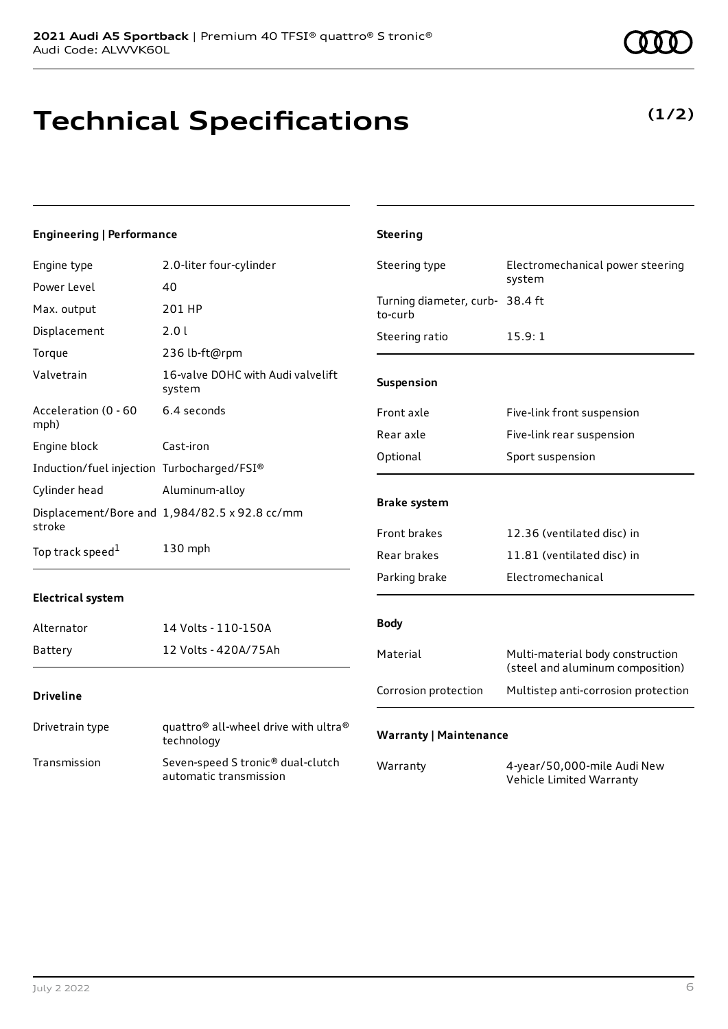# Technical Specifications

**(1/2)**

### Engineering | Performance

| | |
|---|---|
| Engine type | 2.0-liter four-cylinder |
| Power Level | 40 |
| Max. output | 201 HP |
| Displacement | 2.0 l |
| Torque | 236 lb-ft@rpm |
| Valvetrain | 16-valve DOHC with Audi valvelift system |
| Acceleration (0 - 60 mph) | 6.4 seconds |
| Engine block | Cast-iron |
| Induction/fuel injection | Turbocharged/FSI® |
| Cylinder head | Aluminum-alloy |
| Displacement/Bore and stroke | 1,984/82.5 x 92.8 cc/mm |
| Top track speed[1] | 130 mph |

### Electrical system

| | |
|---|---|
| Alternator | 14 Volts - 110-150A |
| Battery | 12 Volts - 420A/75Ah |

### Driveline

| | |
|---|---|
| Drivetrain type | quattro® all-wheel drive with ultra® technology |
| Transmission | Seven-speed S tronic® dual-clutch automatic transmission |

### Steering

| | |
|---|---|
| Steering type | Electromechanical power steering system |
| Turning diameter, curb-to-curb | 38.4 ft |
| Steering ratio | 15.9: 1 |

### Suspension

| | |
|---|---|
| Front axle | Five-link front suspension |
| Rear axle | Five-link rear suspension |
| Optional | Sport suspension |

### Brake system

| | |
|---|---|
| Front brakes | 12.36 (ventilated disc) in |
| Rear brakes | 11.81 (ventilated disc) in |
| Parking brake | Electromechanical |

### Body

| | |
|---|---|
| Material | Multi-material body construction (steel and aluminum composition) |
| Corrosion protection | Multistep anti-corrosion protection |

### Warranty | Maintenance

| | |
|---|---|
| Warranty | 4-year/50,000-mile Audi New Vehicle Limited Warranty |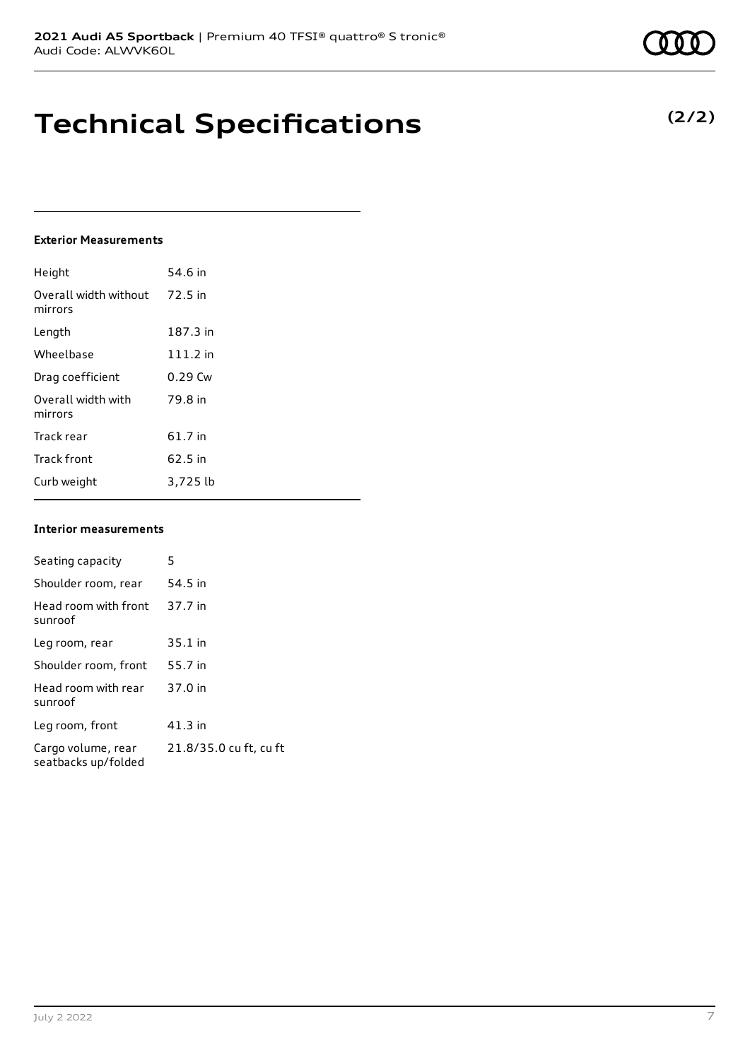# Technical Specifications

**(2/2)**

### Exterior Measurements

| | |
|---|---|
| Height | 54.6 in |
| Overall width without mirrors | 72.5 in |
| Length | 187.3 in |
| Wheelbase | 111.2 in |
| Drag coefficient | 0.29 Cw |
| Overall width with mirrors | 79.8 in |
| Track rear | 61.7 in |
| Track front | 62.5 in |
| Curb weight | 3,725 lb |

### Interior measurements

| | |
|---|---|
| Seating capacity | 5 |
| Shoulder room, rear | 54.5 in |
| Head room with front sunroof | 37.7 in |
| Leg room, rear | 35.1 in |
| Shoulder room, front | 55.7 in |
| Head room with rear sunroof | 37.0 in |
| Leg room, front | 41.3 in |
| Cargo volume, rear seatbacks up/folded | 21.8/35.0 cu ft, cu ft |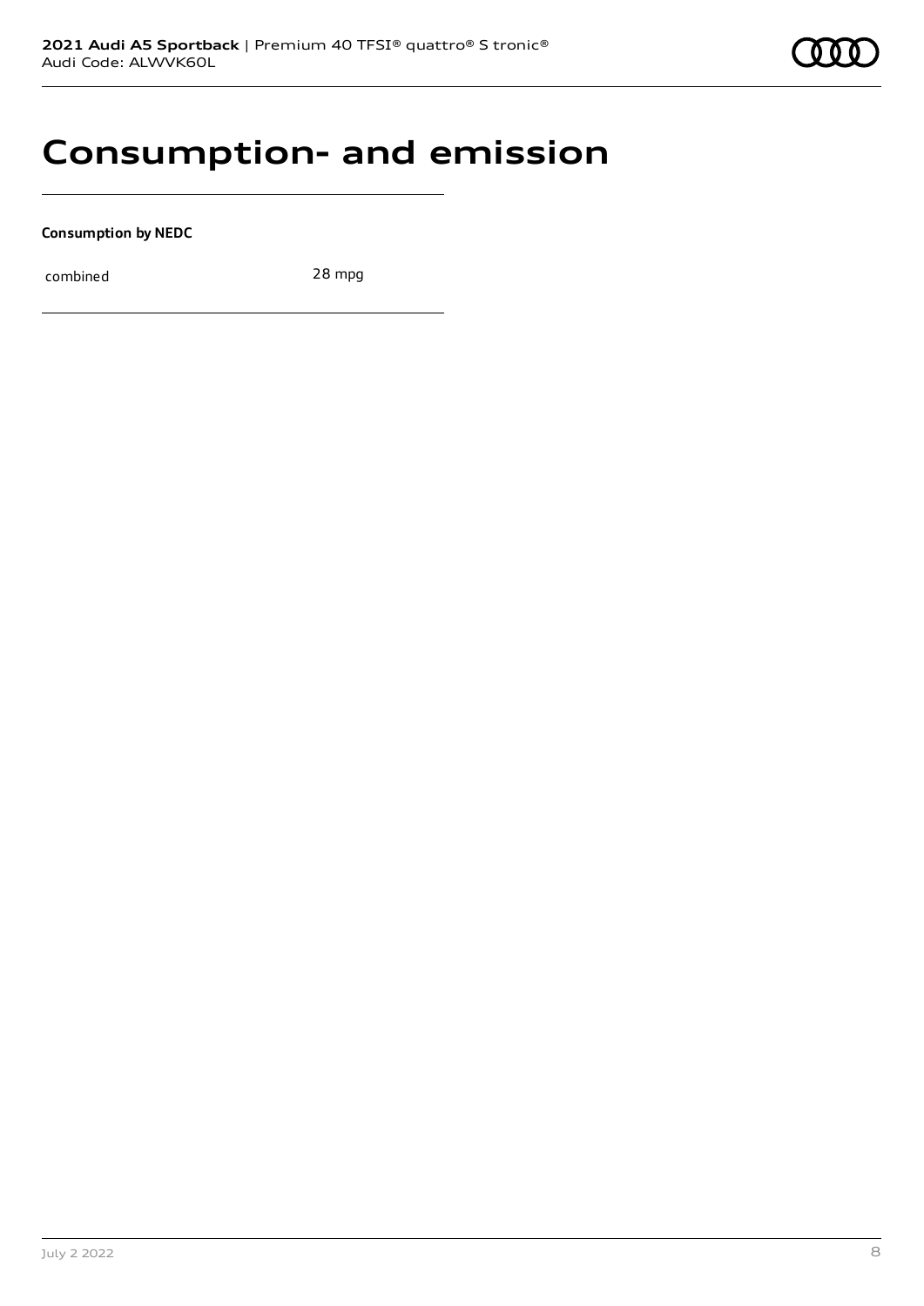# Consumption- and emission

**Consumption by NEDC**

| combined | 28 mpg |
| --- | --- |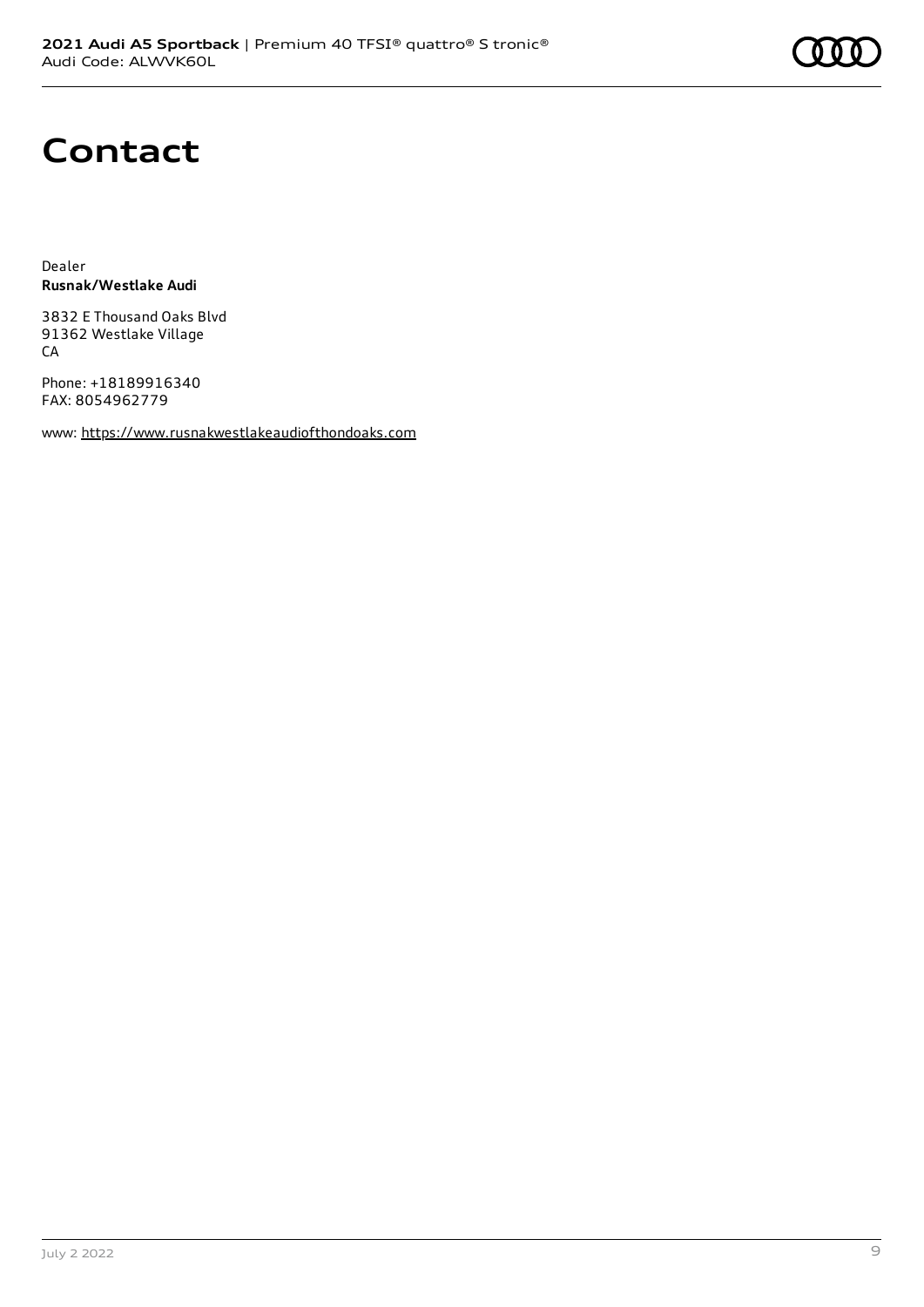# Contact

Dealer
**Rusnak/Westlake Audi**

3832 E Thousand Oaks Blvd
91362 Westlake Village
CA

Phone: +18189916340
FAX: 8054962779

www: https://www.rusnakwestlakeaudiofthondoaks.com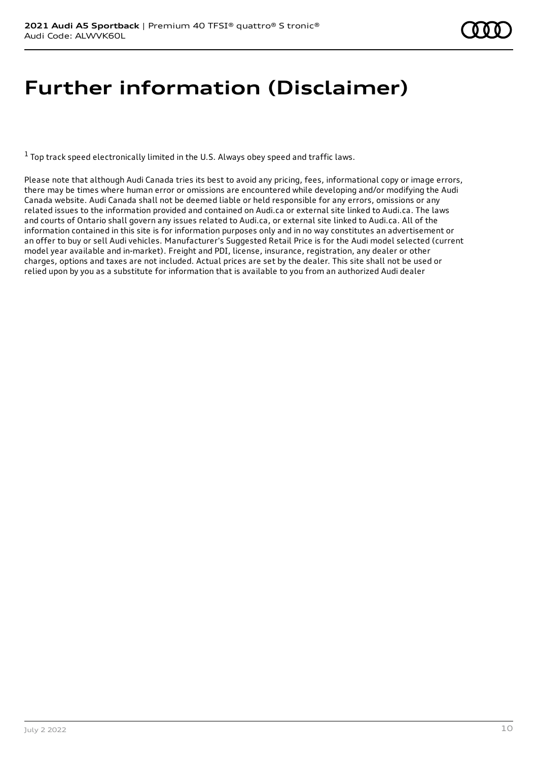# Further information (Disclaimer)

[1] Top track speed electronically limited in the U.S. Always obey speed and traffic laws.

Please note that although Audi Canada tries its best to avoid any pricing, fees, informational copy or image errors, there may be times where human error or omissions are encountered while developing and/or modifying the Audi Canada website. Audi Canada shall not be deemed liable or held responsible for any errors, omissions or any related issues to the information provided and contained on Audi.ca or external site linked to Audi.ca. The laws and courts of Ontario shall govern any issues related to Audi.ca, or external site linked to Audi.ca. All of the information contained in this site is for information purposes only and in no way constitutes an advertisement or an offer to buy or sell Audi vehicles. Manufacturer's Suggested Retail Price is for the Audi model selected (current model year available and in-market). Freight and PDI, license, insurance, registration, any dealer or other charges, options and taxes are not included. Actual prices are set by the dealer. This site shall not be used or relied upon by you as a substitute for information that is available to you from an authorized Audi dealer